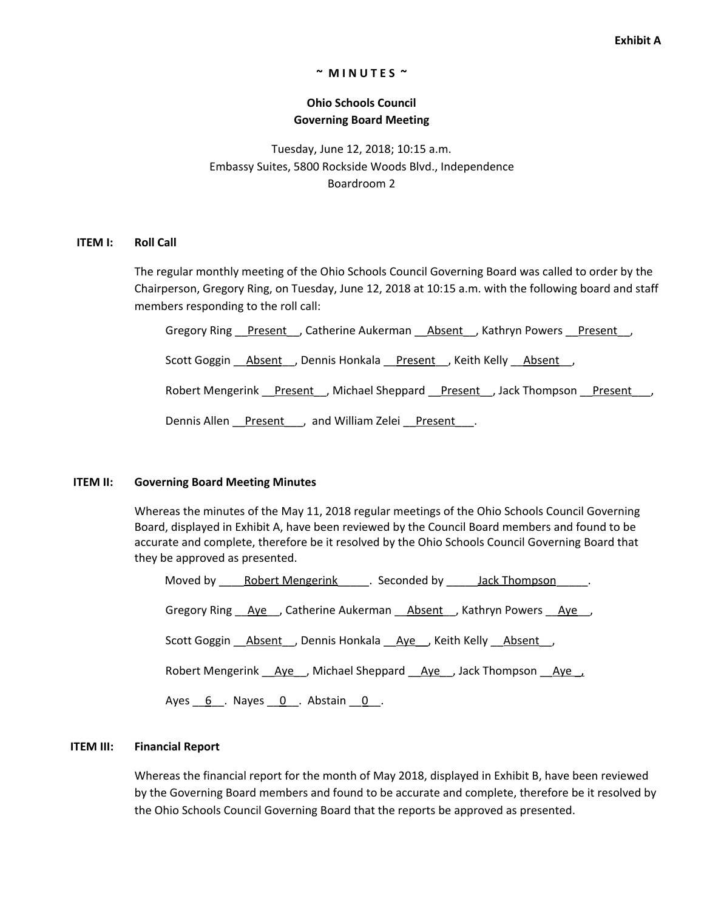**Exhibit A**

# ~ M I N U T E S ~

## Ohio Schools Council
## Governing Board Meeting

Tuesday, June 12, 2018; 10:15 a.m.
Embassy Suites, 5800 Rockside Woods Blvd., Independence
Boardroom 2

**ITEM I: Roll Call**

The regular monthly meeting of the Ohio Schools Council Governing Board was called to order by the Chairperson, Gregory Ring, on Tuesday, June 12, 2018 at 10:15 a.m. with the following board and staff members responding to the roll call:

Gregory Ring __Present__, Catherine Aukerman __Absent__, Kathryn Powers __Present__,

Scott Goggin __Absent__, Dennis Honkala __Present__, Keith Kelly __Absent__,

Robert Mengerink __Present__, Michael Sheppard __Present__, Jack Thompson __Present___,

Dennis Allen __Present___, and William Zelei __Present___.

**ITEM II: Governing Board Meeting Minutes**

Whereas the minutes of the May 11, 2018 regular meetings of the Ohio Schools Council Governing Board, displayed in Exhibit A, have been reviewed by the Council Board members and found to be accurate and complete, therefore be it resolved by the Ohio Schools Council Governing Board that they be approved as presented.

Moved by ____Robert Mengerink_____. Seconded by _____Jack Thompson_____.

Gregory Ring __Aye__, Catherine Aukerman __Absent__, Kathryn Powers __Aye__,

Scott Goggin __Absent__, Dennis Honkala __Aye__, Keith Kelly __Absent__,

Robert Mengerink __Aye__, Michael Sheppard __Aye__, Jack Thompson __Aye__,

Ayes __6__. Nayes __0__. Abstain __0__.

**ITEM III: Financial Report**

Whereas the financial report for the month of May 2018, displayed in Exhibit B, have been reviewed by the Governing Board members and found to be accurate and complete, therefore be it resolved by the Ohio Schools Council Governing Board that the reports be approved as presented.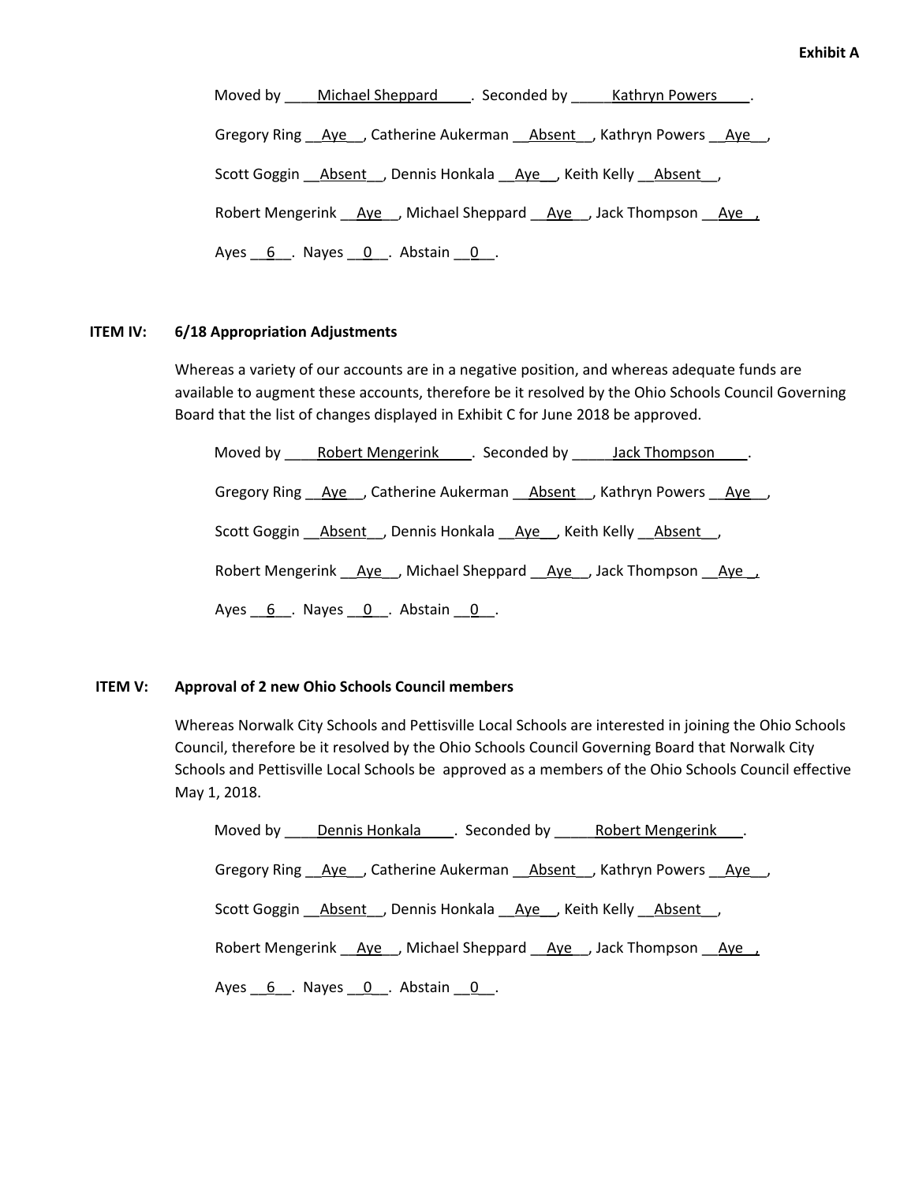**Exhibit A**

Moved by Michael Sheppard. Seconded by Kathryn Powers.

Gregory Ring Aye, Catherine Aukerman Absent, Kathryn Powers Aye,

Scott Goggin Absent, Dennis Honkala Aye, Keith Kelly Absent,

Robert Mengerink Aye, Michael Sheppard Aye, Jack Thompson Aye,

Ayes 6. Nayes 0. Abstain 0.

**ITEM IV: 6/18 Appropriation Adjustments**

Whereas a variety of our accounts are in a negative position, and whereas adequate funds are available to augment these accounts, therefore be it resolved by the Ohio Schools Council Governing Board that the list of changes displayed in Exhibit C for June 2018 be approved.

Moved by Robert Mengerink. Seconded by Jack Thompson.

Gregory Ring Aye, Catherine Aukerman Absent, Kathryn Powers Aye,

Scott Goggin Absent, Dennis Honkala Aye, Keith Kelly Absent,

Robert Mengerink Aye, Michael Sheppard Aye, Jack Thompson Aye,

Ayes 6. Nayes 0. Abstain 0.

**ITEM V: Approval of 2 new Ohio Schools Council members**

Whereas Norwalk City Schools and Pettisville Local Schools are interested in joining the Ohio Schools Council, therefore be it resolved by the Ohio Schools Council Governing Board that Norwalk City Schools and Pettisville Local Schools be approved as a members of the Ohio Schools Council effective May 1, 2018.

Moved by Dennis Honkala. Seconded by Robert Mengerink.

Gregory Ring Aye, Catherine Aukerman Absent, Kathryn Powers Aye,

Scott Goggin Absent, Dennis Honkala Aye, Keith Kelly Absent,

Robert Mengerink Aye, Michael Sheppard Aye, Jack Thompson Aye,

Ayes 6. Nayes 0. Abstain 0.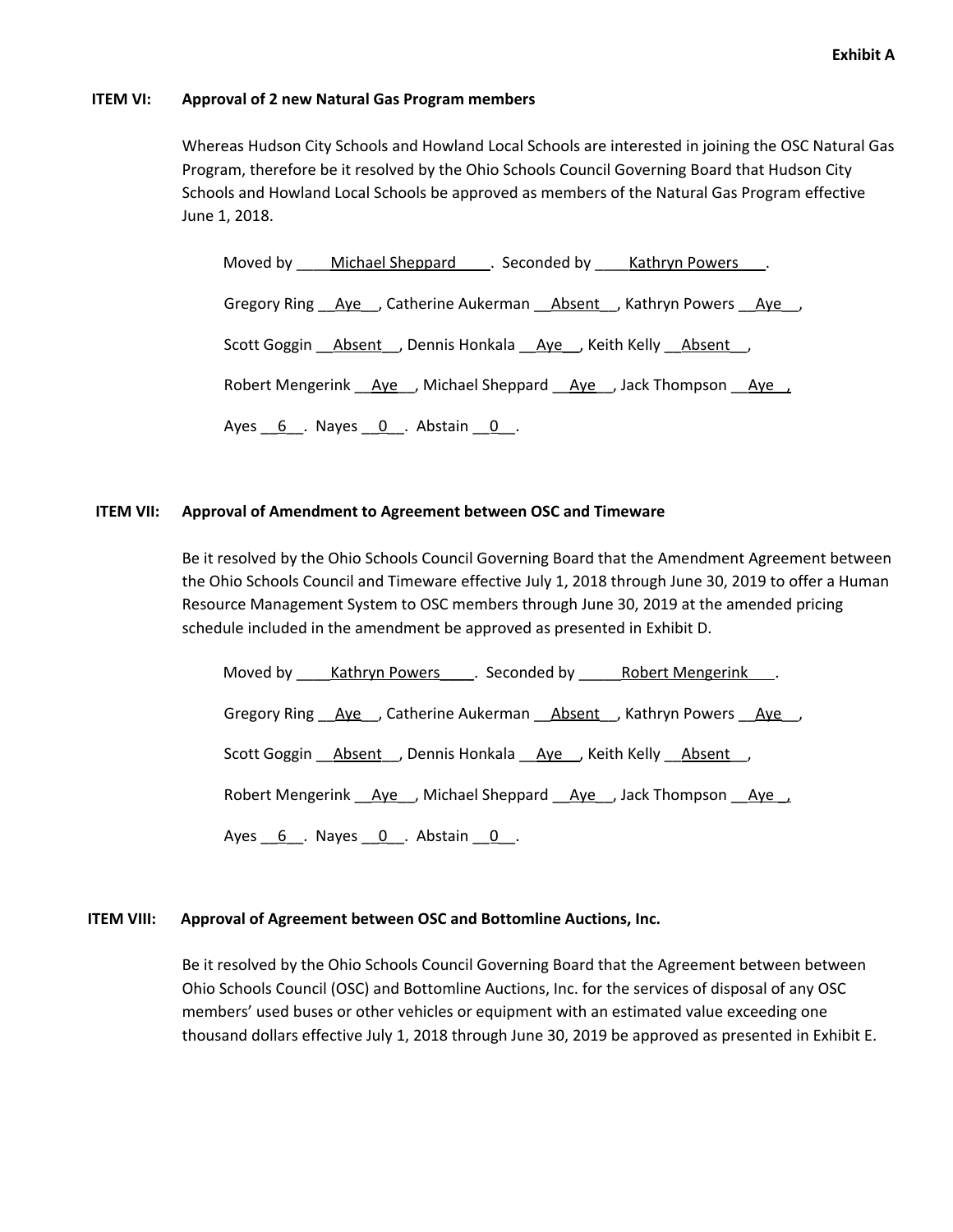**Exhibit A**

**ITEM VI: Approval of 2 new Natural Gas Program members**

Whereas Hudson City Schools and Howland Local Schools are interested in joining the OSC Natural Gas Program, therefore be it resolved by the Ohio Schools Council Governing Board that Hudson City Schools and Howland Local Schools be approved as members of the Natural Gas Program effective June 1, 2018.

Moved by ____Michael Sheppard____. Seconded by ____Kathryn Powers___.

Gregory Ring __Aye__, Catherine Aukerman __Absent__, Kathryn Powers __Aye__,

Scott Goggin __Absent__, Dennis Honkala __Aye__, Keith Kelly __Absent__,

Robert Mengerink __Aye__, Michael Sheppard __Aye__, Jack Thompson __Aye__,

Ayes __6__. Nayes __0__. Abstain __0__.

**ITEM VII: Approval of Amendment to Agreement between OSC and Timeware**

Be it resolved by the Ohio Schools Council Governing Board that the Amendment Agreement between the Ohio Schools Council and Timeware effective July 1, 2018 through June 30, 2019 to offer a Human Resource Management System to OSC members through June 30, 2019 at the amended pricing schedule included in the amendment be approved as presented in Exhibit D.

Moved by ____Kathryn Powers____. Seconded by _____Robert Mengerink___.

Gregory Ring __Aye__, Catherine Aukerman __Absent__, Kathryn Powers __Aye__,

Scott Goggin __Absent__, Dennis Honkala __Aye__, Keith Kelly __Absent__,

Robert Mengerink __Aye__, Michael Sheppard __Aye__, Jack Thompson __Aye__,

Ayes __6__. Nayes __0__. Abstain __0__.

**ITEM VIII: Approval of Agreement between OSC and Bottomline Auctions, Inc.**

Be it resolved by the Ohio Schools Council Governing Board that the Agreement between between Ohio Schools Council (OSC) and Bottomline Auctions, Inc. for the services of disposal of any OSC members' used buses or other vehicles or equipment with an estimated value exceeding one thousand dollars effective July 1, 2018 through June 30, 2019 be approved as presented in Exhibit E.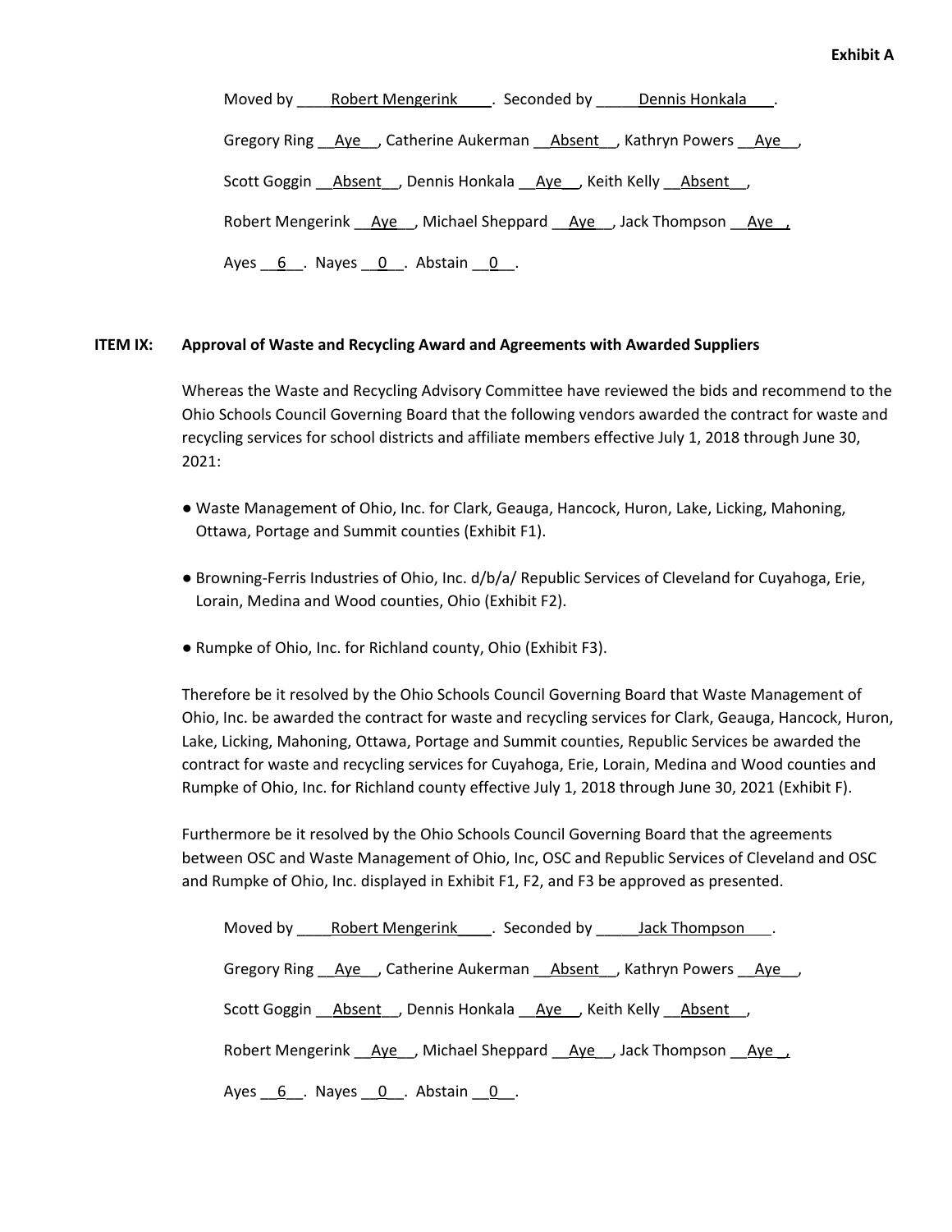**Exhibit A**

Moved by Robert Mengerink. Seconded by Dennis Honkala.

Gregory Ring Aye, Catherine Aukerman Absent, Kathryn Powers Aye,

Scott Goggin Absent, Dennis Honkala Aye, Keith Kelly Absent,

Robert Mengerink Aye, Michael Sheppard Aye, Jack Thompson Aye,

Ayes 6. Nayes 0. Abstain 0.

**ITEM IX: Approval of Waste and Recycling Award and Agreements with Awarded Suppliers**

Whereas the Waste and Recycling Advisory Committee have reviewed the bids and recommend to the Ohio Schools Council Governing Board that the following vendors awarded the contract for waste and recycling services for school districts and affiliate members effective July 1, 2018 through June 30, 2021:

- Waste Management of Ohio, Inc. for Clark, Geauga, Hancock, Huron, Lake, Licking, Mahoning, Ottawa, Portage and Summit counties (Exhibit F1).
- Browning-Ferris Industries of Ohio, Inc. d/b/a/ Republic Services of Cleveland for Cuyahoga, Erie, Lorain, Medina and Wood counties, Ohio (Exhibit F2).
- Rumpke of Ohio, Inc. for Richland county, Ohio (Exhibit F3).

Therefore be it resolved by the Ohio Schools Council Governing Board that Waste Management of Ohio, Inc. be awarded the contract for waste and recycling services for Clark, Geauga, Hancock, Huron, Lake, Licking, Mahoning, Ottawa, Portage and Summit counties, Republic Services be awarded the contract for waste and recycling services for Cuyahoga, Erie, Lorain, Medina and Wood counties and Rumpke of Ohio, Inc. for Richland county effective July 1, 2018 through June 30, 2021 (Exhibit F).

Furthermore be it resolved by the Ohio Schools Council Governing Board that the agreements between OSC and Waste Management of Ohio, Inc, OSC and Republic Services of Cleveland and OSC and Rumpke of Ohio, Inc. displayed in Exhibit F1, F2, and F3 be approved as presented.

Moved by Robert Mengerink. Seconded by Jack Thompson.

Gregory Ring Aye, Catherine Aukerman Absent, Kathryn Powers Aye,

Scott Goggin Absent, Dennis Honkala Aye, Keith Kelly Absent,

Robert Mengerink Aye, Michael Sheppard Aye, Jack Thompson Aye,

Ayes 6. Nayes 0. Abstain 0.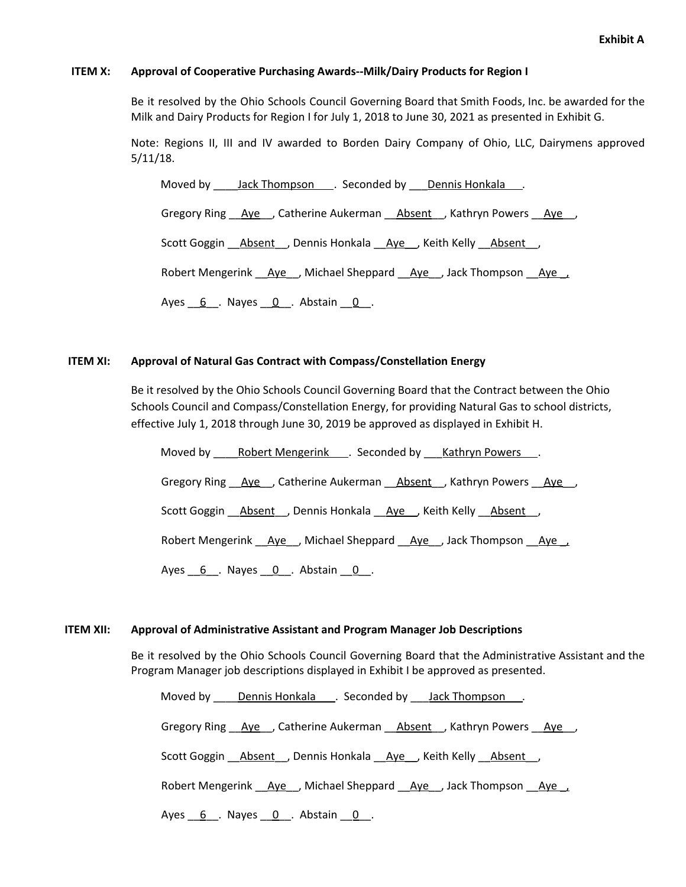**Exhibit A**

**ITEM X: Approval of Cooperative Purchasing Awards--Milk/Dairy Products for Region I**

Be it resolved by the Ohio Schools Council Governing Board that Smith Foods, Inc. be awarded for the Milk and Dairy Products for Region I for July 1, 2018 to June 30, 2021 as presented in Exhibit G.

Note: Regions II, III and IV awarded to Borden Dairy Company of Ohio, LLC, Dairymens approved 5/11/18.

Moved by Jack Thompson. Seconded by Dennis Honkala.

Gregory Ring Aye, Catherine Aukerman Absent, Kathryn Powers Aye,

Scott Goggin Absent, Dennis Honkala Aye, Keith Kelly Absent,

Robert Mengerink Aye, Michael Sheppard Aye, Jack Thompson Aye,

Ayes 6. Nayes 0. Abstain 0.

**ITEM XI: Approval of Natural Gas Contract with Compass/Constellation Energy**

Be it resolved by the Ohio Schools Council Governing Board that the Contract between the Ohio Schools Council and Compass/Constellation Energy, for providing Natural Gas to school districts, effective July 1, 2018 through June 30, 2019 be approved as displayed in Exhibit H.

Moved by Robert Mengerink. Seconded by Kathryn Powers.

Gregory Ring Aye, Catherine Aukerman Absent, Kathryn Powers Aye,

Scott Goggin Absent, Dennis Honkala Aye, Keith Kelly Absent,

Robert Mengerink Aye, Michael Sheppard Aye, Jack Thompson Aye,

Ayes 6. Nayes 0. Abstain 0.

**ITEM XII: Approval of Administrative Assistant and Program Manager Job Descriptions**

Be it resolved by the Ohio Schools Council Governing Board that the Administrative Assistant and the Program Manager job descriptions displayed in Exhibit I be approved as presented.

Moved by Dennis Honkala. Seconded by Jack Thompson.

Gregory Ring Aye, Catherine Aukerman Absent, Kathryn Powers Aye,

Scott Goggin Absent, Dennis Honkala Aye, Keith Kelly Absent,

Robert Mengerink Aye, Michael Sheppard Aye, Jack Thompson Aye,

Ayes 6. Nayes 0. Abstain 0.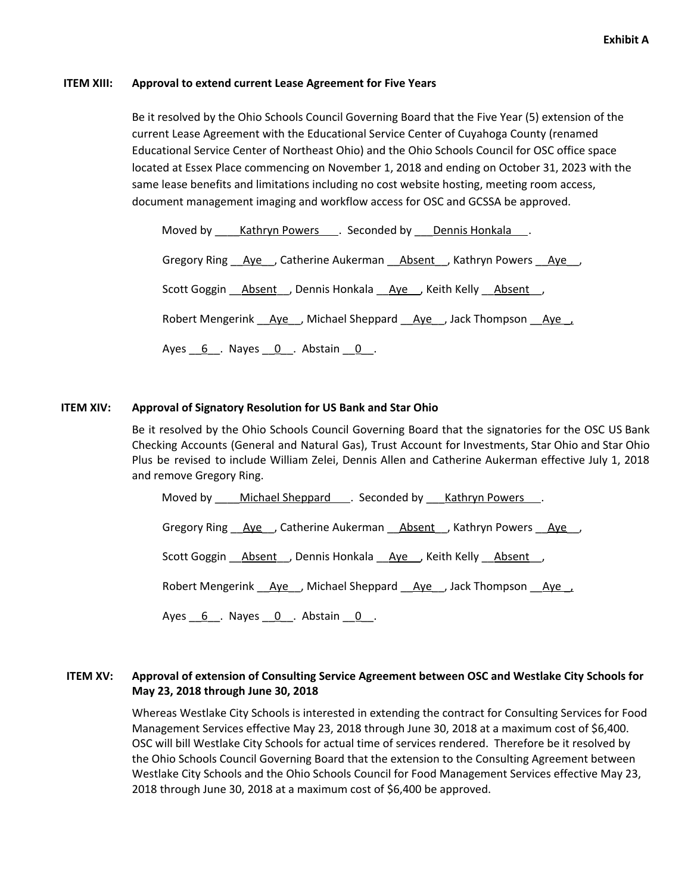**Exhibit A**

**ITEM XIII: Approval to extend current Lease Agreement for Five Years**

Be it resolved by the Ohio Schools Council Governing Board that the Five Year (5) extension of the current Lease Agreement with the Educational Service Center of Cuyahoga County (renamed Educational Service Center of Northeast Ohio) and the Ohio Schools Council for OSC office space located at Essex Place commencing on November 1, 2018 and ending on October 31, 2023 with the same lease benefits and limitations including no cost website hosting, meeting room access, document management imaging and workflow access for OSC and GCSSA be approved.

Moved by Kathryn Powers. Seconded by Dennis Honkala.

Gregory Ring Aye, Catherine Aukerman Absent, Kathryn Powers Aye,

Scott Goggin Absent, Dennis Honkala Aye, Keith Kelly Absent,

Robert Mengerink Aye, Michael Sheppard Aye, Jack Thompson Aye,

Ayes 6. Nayes 0. Abstain 0.

**ITEM XIV: Approval of Signatory Resolution for US Bank and Star Ohio**

Be it resolved by the Ohio Schools Council Governing Board that the signatories for the OSC US Bank Checking Accounts (General and Natural Gas), Trust Account for Investments, Star Ohio and Star Ohio Plus be revised to include William Zelei, Dennis Allen and Catherine Aukerman effective July 1, 2018 and remove Gregory Ring.

Moved by Michael Sheppard. Seconded by Kathryn Powers.

Gregory Ring Aye, Catherine Aukerman Absent, Kathryn Powers Aye,

Scott Goggin Absent, Dennis Honkala Aye, Keith Kelly Absent,

Robert Mengerink Aye, Michael Sheppard Aye, Jack Thompson Aye,

Ayes 6. Nayes 0. Abstain 0.

**ITEM XV: Approval of extension of Consulting Service Agreement between OSC and Westlake City Schools for May 23, 2018 through June 30, 2018**

Whereas Westlake City Schools is interested in extending the contract for Consulting Services for Food Management Services effective May 23, 2018 through June 30, 2018 at a maximum cost of $6,400. OSC will bill Westlake City Schools for actual time of services rendered. Therefore be it resolved by the Ohio Schools Council Governing Board that the extension to the Consulting Agreement between Westlake City Schools and the Ohio Schools Council for Food Management Services effective May 23, 2018 through June 30, 2018 at a maximum cost of $6,400 be approved.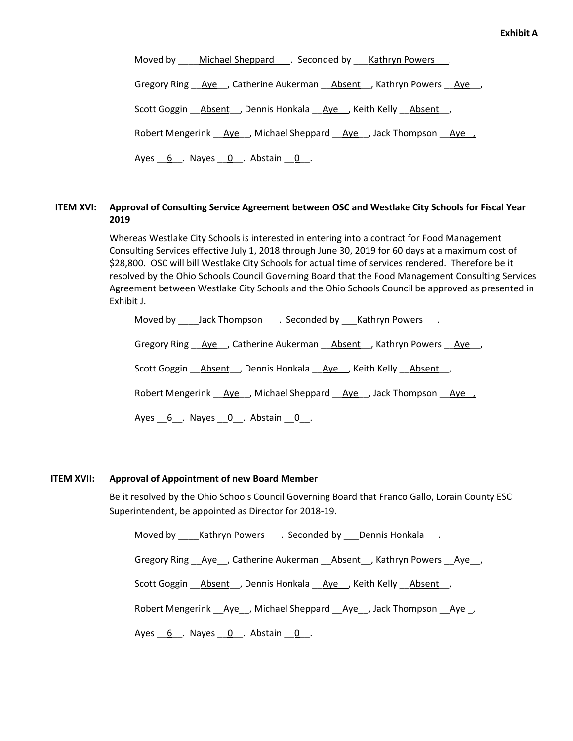**Exhibit A**

Moved by Michael Sheppard. Seconded by Kathryn Powers.

Gregory Ring Aye, Catherine Aukerman Absent, Kathryn Powers Aye,

Scott Goggin Absent, Dennis Honkala Aye, Keith Kelly Absent,

Robert Mengerink Aye, Michael Sheppard Aye, Jack Thompson Aye,

Ayes 6. Nayes 0. Abstain 0.

**ITEM XVI: Approval of Consulting Service Agreement between OSC and Westlake City Schools for Fiscal Year 2019**

Whereas Westlake City Schools is interested in entering into a contract for Food Management Consulting Services effective July 1, 2018 through June 30, 2019 for 60 days at a maximum cost of $28,800. OSC will bill Westlake City Schools for actual time of services rendered. Therefore be it resolved by the Ohio Schools Council Governing Board that the Food Management Consulting Services Agreement between Westlake City Schools and the Ohio Schools Council be approved as presented in Exhibit J.

Moved by Jack Thompson. Seconded by Kathryn Powers.

Gregory Ring Aye, Catherine Aukerman Absent, Kathryn Powers Aye,

Scott Goggin Absent, Dennis Honkala Aye, Keith Kelly Absent,

Robert Mengerink Aye, Michael Sheppard Aye, Jack Thompson Aye,

Ayes 6. Nayes 0. Abstain 0.

**ITEM XVII: Approval of Appointment of new Board Member**

Be it resolved by the Ohio Schools Council Governing Board that Franco Gallo, Lorain County ESC Superintendent, be appointed as Director for 2018-19.

Moved by Kathryn Powers. Seconded by Dennis Honkala.

Gregory Ring Aye, Catherine Aukerman Absent, Kathryn Powers Aye,

Scott Goggin Absent, Dennis Honkala Aye, Keith Kelly Absent,

Robert Mengerink Aye, Michael Sheppard Aye, Jack Thompson Aye,

Ayes 6. Nayes 0. Abstain 0.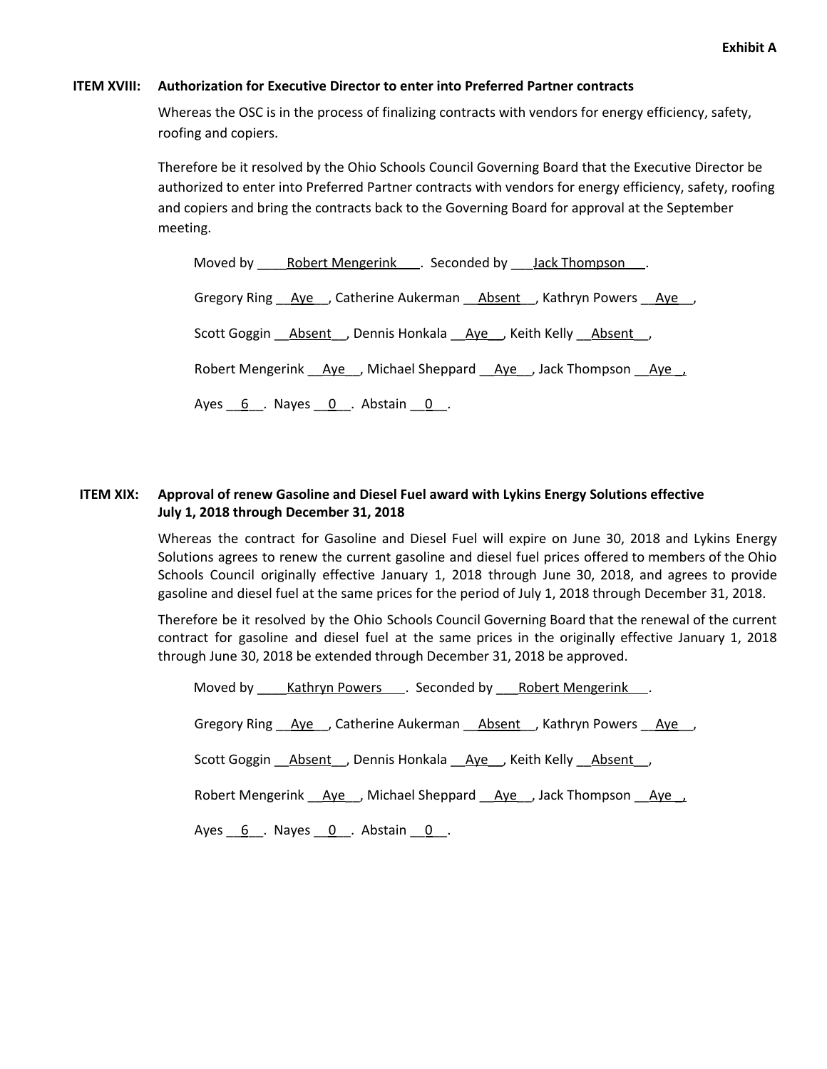**Exhibit A**

**ITEM XVIII: Authorization for Executive Director to enter into Preferred Partner contracts**

Whereas the OSC is in the process of finalizing contracts with vendors for energy efficiency, safety, roofing and copiers.

Therefore be it resolved by the Ohio Schools Council Governing Board that the Executive Director be authorized to enter into Preferred Partner contracts with vendors for energy efficiency, safety, roofing and copiers and bring the contracts back to the Governing Board for approval at the September meeting.

Moved by Robert Mengerink. Seconded by Jack Thompson.

Gregory Ring Aye, Catherine Aukerman Absent, Kathryn Powers Aye,

Scott Goggin Absent, Dennis Honkala Aye, Keith Kelly Absent,

Robert Mengerink Aye, Michael Sheppard Aye, Jack Thompson Aye,

Ayes 6. Nayes 0. Abstain 0.

**ITEM XIX: Approval of renew Gasoline and Diesel Fuel award with Lykins Energy Solutions effective July 1, 2018 through December 31, 2018**

Whereas the contract for Gasoline and Diesel Fuel will expire on June 30, 2018 and Lykins Energy Solutions agrees to renew the current gasoline and diesel fuel prices offered to members of the Ohio Schools Council originally effective January 1, 2018 through June 30, 2018, and agrees to provide gasoline and diesel fuel at the same prices for the period of July 1, 2018 through December 31, 2018.

Therefore be it resolved by the Ohio Schools Council Governing Board that the renewal of the current contract for gasoline and diesel fuel at the same prices in the originally effective January 1, 2018 through June 30, 2018 be extended through December 31, 2018 be approved.

Moved by Kathryn Powers. Seconded by Robert Mengerink.

Gregory Ring Aye, Catherine Aukerman Absent, Kathryn Powers Aye,

Scott Goggin Absent, Dennis Honkala Aye, Keith Kelly Absent,

Robert Mengerink Aye, Michael Sheppard Aye, Jack Thompson Aye,

Ayes 6. Nayes 0. Abstain 0.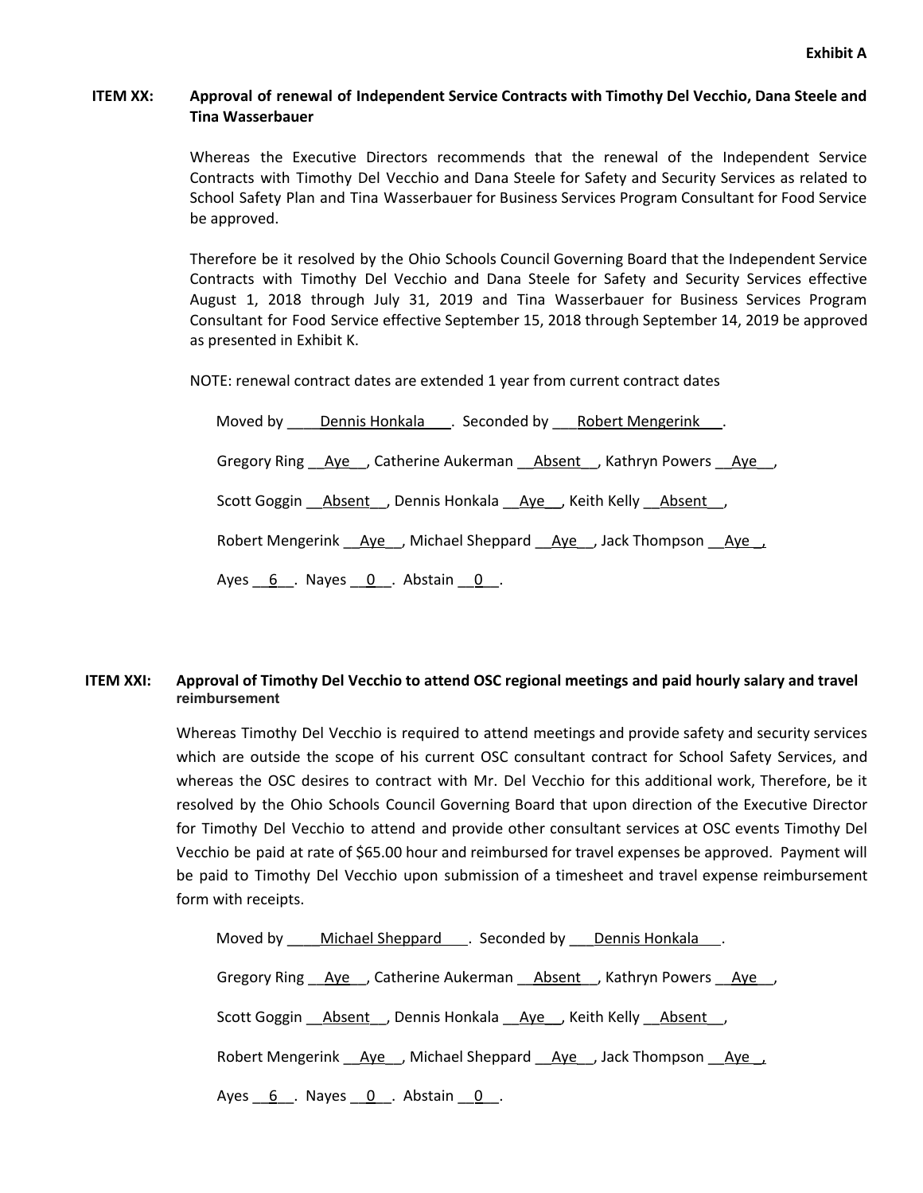**Exhibit A**

**ITEM XX: Approval of renewal of Independent Service Contracts with Timothy Del Vecchio, Dana Steele and Tina Wasserbauer**

Whereas the Executive Directors recommends that the renewal of the Independent Service Contracts with Timothy Del Vecchio and Dana Steele for Safety and Security Services as related to School Safety Plan and Tina Wasserbauer for Business Services Program Consultant for Food Service be approved.

Therefore be it resolved by the Ohio Schools Council Governing Board that the Independent Service Contracts with Timothy Del Vecchio and Dana Steele for Safety and Security Services effective August 1, 2018 through July 31, 2019 and Tina Wasserbauer for Business Services Program Consultant for Food Service effective September 15, 2018 through September 14, 2019 be approved as presented in Exhibit K.

NOTE: renewal contract dates are extended 1 year from current contract dates

Moved by Dennis Honkala. Seconded by Robert Mengerink.

Gregory Ring Aye, Catherine Aukerman Absent, Kathryn Powers Aye,

Scott Goggin Absent, Dennis Honkala Aye, Keith Kelly Absent,

Robert Mengerink Aye, Michael Sheppard Aye, Jack Thompson Aye,

Ayes 6. Nayes 0. Abstain 0.

**ITEM XXI: Approval of Timothy Del Vecchio to attend OSC regional meetings and paid hourly salary and travel reimbursement**

Whereas Timothy Del Vecchio is required to attend meetings and provide safety and security services which are outside the scope of his current OSC consultant contract for School Safety Services, and whereas the OSC desires to contract with Mr. Del Vecchio for this additional work, Therefore, be it resolved by the Ohio Schools Council Governing Board that upon direction of the Executive Director for Timothy Del Vecchio to attend and provide other consultant services at OSC events Timothy Del Vecchio be paid at rate of $65.00 hour and reimbursed for travel expenses be approved. Payment will be paid to Timothy Del Vecchio upon submission of a timesheet and travel expense reimbursement form with receipts.

Moved by Michael Sheppard. Seconded by Dennis Honkala.

Gregory Ring Aye, Catherine Aukerman Absent, Kathryn Powers Aye,

Scott Goggin Absent, Dennis Honkala Aye, Keith Kelly Absent,

Robert Mengerink Aye, Michael Sheppard Aye, Jack Thompson Aye,

Ayes 6. Nayes 0. Abstain 0.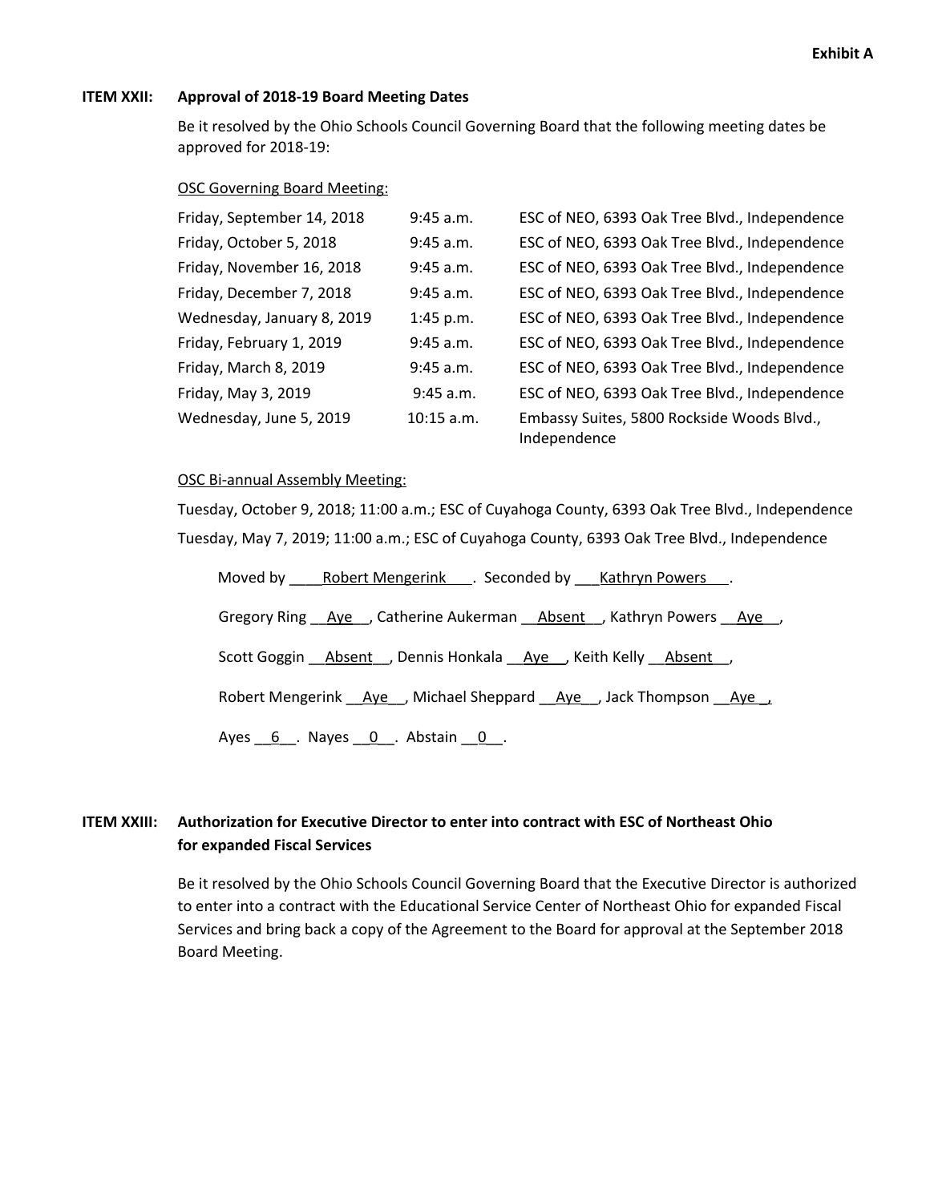**Exhibit A**

**ITEM XXII: Approval of 2018-19 Board Meeting Dates**

Be it resolved by the Ohio Schools Council Governing Board that the following meeting dates be approved for 2018-19:

OSC Governing Board Meeting:

| | | |
|---|---|---|
| Friday, September 14, 2018 | 9:45 a.m. | ESC of NEO, 6393 Oak Tree Blvd., Independence |
| Friday, October 5, 2018 | 9:45 a.m. | ESC of NEO, 6393 Oak Tree Blvd., Independence |
| Friday, November 16, 2018 | 9:45 a.m. | ESC of NEO, 6393 Oak Tree Blvd., Independence |
| Friday, December 7, 2018 | 9:45 a.m. | ESC of NEO, 6393 Oak Tree Blvd., Independence |
| Wednesday, January 8, 2019 | 1:45 p.m. | ESC of NEO, 6393 Oak Tree Blvd., Independence |
| Friday, February 1, 2019 | 9:45 a.m. | ESC of NEO, 6393 Oak Tree Blvd., Independence |
| Friday, March 8, 2019 | 9:45 a.m. | ESC of NEO, 6393 Oak Tree Blvd., Independence |
| Friday, May 3, 2019 | 9:45 a.m. | ESC of NEO, 6393 Oak Tree Blvd., Independence |
| Wednesday, June 5, 2019 | 10:15 a.m. | Embassy Suites, 5800 Rockside Woods Blvd., Independence |

OSC Bi-annual Assembly Meeting:

Tuesday, October 9, 2018; 11:00 a.m.; ESC of Cuyahoga County, 6393 Oak Tree Blvd., Independence

Tuesday, May 7, 2019; 11:00 a.m.; ESC of Cuyahoga County, 6393 Oak Tree Blvd., Independence

Moved by Robert Mengerink. Seconded by Kathryn Powers.

Gregory Ring Aye, Catherine Aukerman Absent, Kathryn Powers Aye,

Scott Goggin Absent, Dennis Honkala Aye, Keith Kelly Absent,

Robert Mengerink Aye, Michael Sheppard Aye, Jack Thompson Aye,

Ayes 6. Nayes 0. Abstain 0.

**ITEM XXIII: Authorization for Executive Director to enter into contract with ESC of Northeast Ohio for expanded Fiscal Services**

Be it resolved by the Ohio Schools Council Governing Board that the Executive Director is authorized to enter into a contract with the Educational Service Center of Northeast Ohio for expanded Fiscal Services and bring back a copy of the Agreement to the Board for approval at the September 2018 Board Meeting.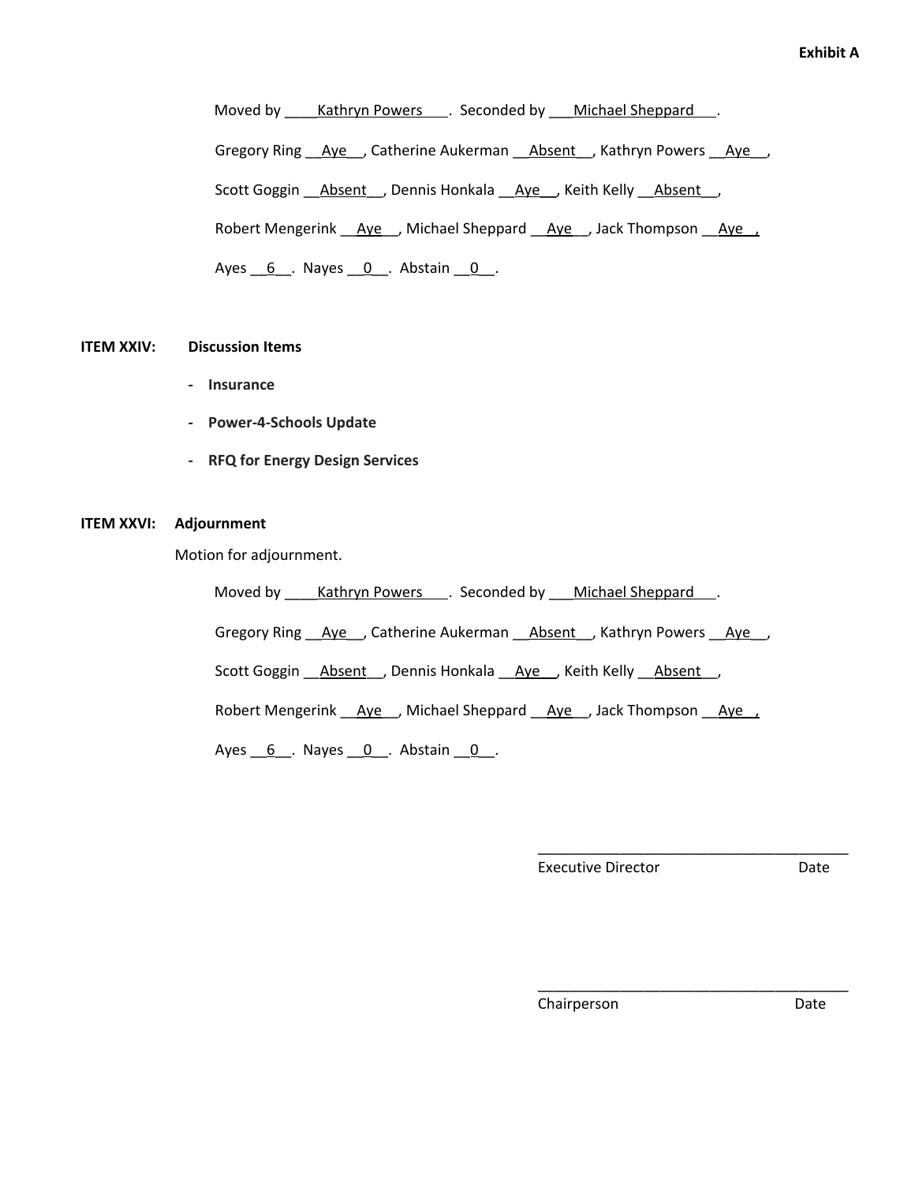**Exhibit A**

Moved by \_\_\_\_Kathryn Powers\_\_\_. Seconded by \_\_\_Michael Sheppard\_\_\_.

Gregory Ring \_\_Aye\_\_, Catherine Aukerman \_\_Absent\_\_, Kathryn Powers \_\_Aye\_\_,

Scott Goggin \_\_Absent\_\_, Dennis Honkala \_\_Aye\_\_, Keith Kelly \_\_Absent\_\_,

Robert Mengerink \_\_Aye\_\_, Michael Sheppard \_\_Aye\_\_, Jack Thompson \_\_Aye\_\_,

Ayes \_\_6\_\_. Nayes \_\_0\_\_. Abstain \_\_0\_\_.

**ITEM XXIV: Discussion Items**

- **Insurance**
- **Power-4-Schools Update**
- **RFQ for Energy Design Services**

**ITEM XXVI: Adjournment**

Motion for adjournment.

Moved by \_\_\_\_Kathryn Powers\_\_\_. Seconded by \_\_\_Michael Sheppard\_\_\_.

Gregory Ring \_\_Aye\_\_, Catherine Aukerman \_\_Absent\_\_, Kathryn Powers \_\_Aye\_\_,

Scott Goggin \_\_Absent\_\_, Dennis Honkala \_\_Aye\_\_, Keith Kelly \_\_Absent\_\_,

Robert Mengerink \_\_Aye\_\_, Michael Sheppard \_\_Aye\_\_, Jack Thompson \_\_Aye\_\_,

Ayes \_\_6\_\_. Nayes \_\_0\_\_. Abstain \_\_0\_\_.

\_\_\_\_\_\_\_\_\_\_\_\_\_\_\_\_\_\_\_\_\_\_\_\_\_\_\_\_\_\_\_\_\_\_\_\_\_\_\_\_

Executive Director Date

\_\_\_\_\_\_\_\_\_\_\_\_\_\_\_\_\_\_\_\_\_\_\_\_\_\_\_\_\_\_\_\_\_\_\_\_\_\_\_\_

Chairperson Date